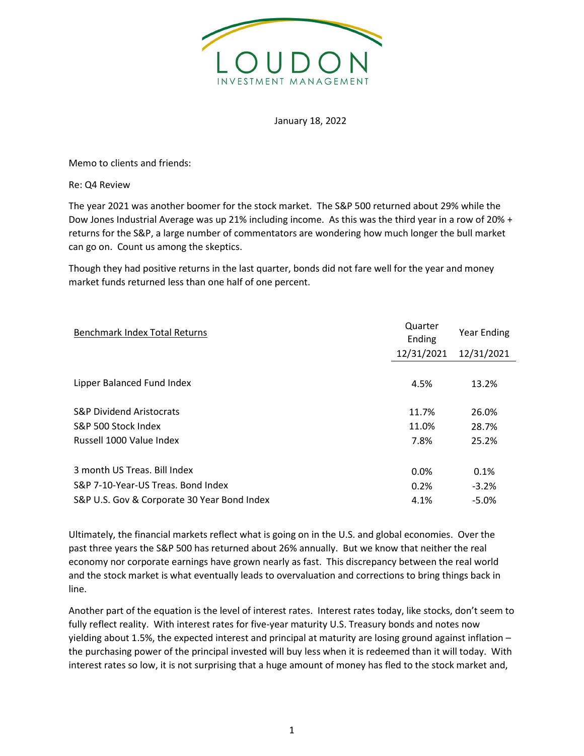LOUDON
INVESTMENT MANAGEMENT

January 18, 2022

Memo to clients and friends:

Re: Q4 Review

The year 2021 was another boomer for the stock market. The S&P 500 returned about 29% while the Dow Jones Industrial Average was up 21% including income. As this was the third year in a row of 20% + returns for the S&P, a large number of commentators are wondering how much longer the bull market can go on. Count us among the skeptics.

Though they had positive returns in the last quarter, bonds did not fare well for the year and money market funds returned less than one half of one percent.

| Benchmark Index Total Returns | Quarter Ending 12/31/2021 | Year Ending 12/31/2021 |
|---|---|---|
| Lipper Balanced Fund Index | 4.5% | 13.2% |
| S&P Dividend Aristocrats | 11.7% | 26.0% |
| S&P 500 Stock Index | 11.0% | 28.7% |
| Russell 1000 Value Index | 7.8% | 25.2% |
| 3 month US Treas. Bill Index | 0.0% | 0.1% |
| S&P 7-10-Year-US Treas. Bond Index | 0.2% | -3.2% |
| S&P U.S. Gov & Corporate 30 Year Bond Index | 4.1% | -5.0% |

Ultimately, the financial markets reflect what is going on in the U.S. and global economies. Over the past three years the S&P 500 has returned about 26% annually. But we know that neither the real economy nor corporate earnings have grown nearly as fast. This discrepancy between the real world and the stock market is what eventually leads to overvaluation and corrections to bring things back in line.

Another part of the equation is the level of interest rates. Interest rates today, like stocks, don't seem to fully reflect reality. With interest rates for five-year maturity U.S. Treasury bonds and notes now yielding about 1.5%, the expected interest and principal at maturity are losing ground against inflation – the purchasing power of the principal invested will buy less when it is redeemed than it will today. With interest rates so low, it is not surprising that a huge amount of money has fled to the stock market and,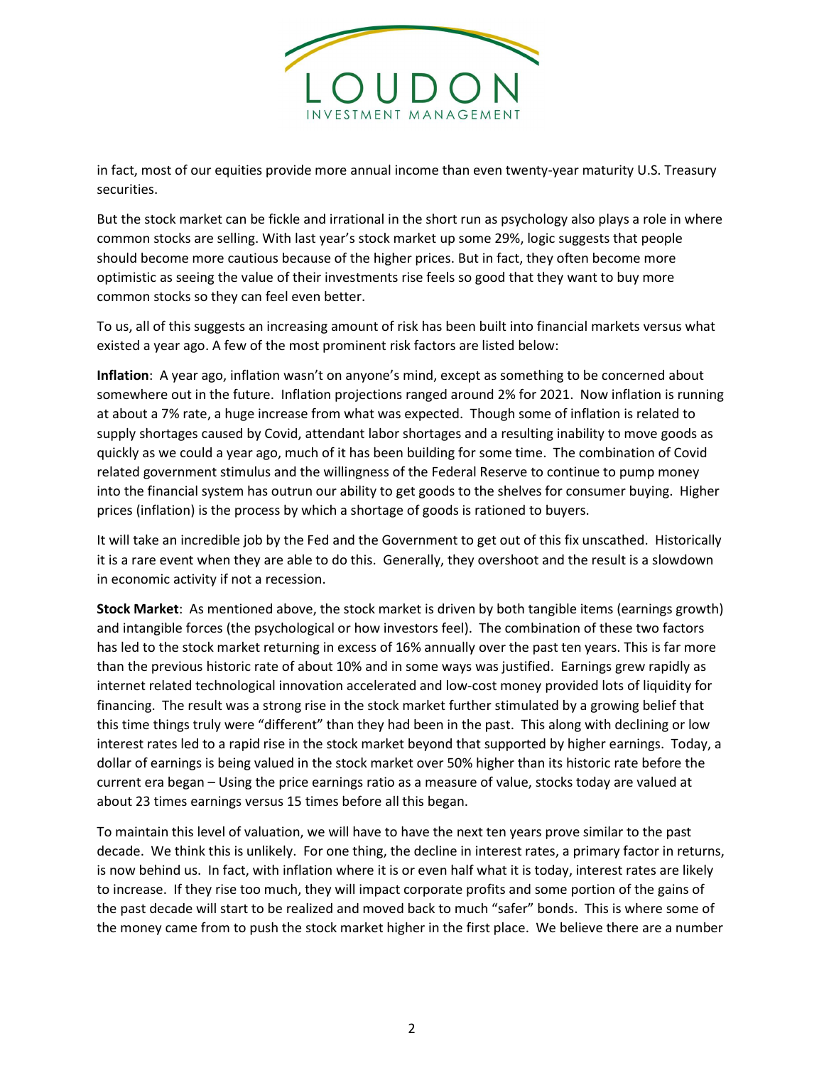in fact, most of our equities provide more annual income than even twenty-year maturity U.S. Treasury securities.

But the stock market can be fickle and irrational in the short run as psychology also plays a role in where common stocks are selling. With last year's stock market up some 29%, logic suggests that people should become more cautious because of the higher prices. But in fact, they often become more optimistic as seeing the value of their investments rise feels so good that they want to buy more common stocks so they can feel even better.

To us, all of this suggests an increasing amount of risk has been built into financial markets versus what existed a year ago. A few of the most prominent risk factors are listed below:

**Inflation**: A year ago, inflation wasn't on anyone's mind, except as something to be concerned about somewhere out in the future. Inflation projections ranged around 2% for 2021. Now inflation is running at about a 7% rate, a huge increase from what was expected. Though some of inflation is related to supply shortages caused by Covid, attendant labor shortages and a resulting inability to move goods as quickly as we could a year ago, much of it has been building for some time. The combination of Covid related government stimulus and the willingness of the Federal Reserve to continue to pump money into the financial system has outrun our ability to get goods to the shelves for consumer buying. Higher prices (inflation) is the process by which a shortage of goods is rationed to buyers.

It will take an incredible job by the Fed and the Government to get out of this fix unscathed. Historically it is a rare event when they are able to do this. Generally, they overshoot and the result is a slowdown in economic activity if not a recession.

**Stock Market**: As mentioned above, the stock market is driven by both tangible items (earnings growth) and intangible forces (the psychological or how investors feel). The combination of these two factors has led to the stock market returning in excess of 16% annually over the past ten years. This is far more than the previous historic rate of about 10% and in some ways was justified. Earnings grew rapidly as internet related technological innovation accelerated and low-cost money provided lots of liquidity for financing. The result was a strong rise in the stock market further stimulated by a growing belief that this time things truly were "different" than they had been in the past. This along with declining or low interest rates led to a rapid rise in the stock market beyond that supported by higher earnings. Today, a dollar of earnings is being valued in the stock market over 50% higher than its historic rate before the current era began – Using the price earnings ratio as a measure of value, stocks today are valued at about 23 times earnings versus 15 times before all this began.

To maintain this level of valuation, we will have to have the next ten years prove similar to the past decade. We think this is unlikely. For one thing, the decline in interest rates, a primary factor in returns, is now behind us. In fact, with inflation where it is or even half what it is today, interest rates are likely to increase. If they rise too much, they will impact corporate profits and some portion of the gains of the past decade will start to be realized and moved back to much "safer" bonds. This is where some of the money came from to push the stock market higher in the first place. We believe there are a number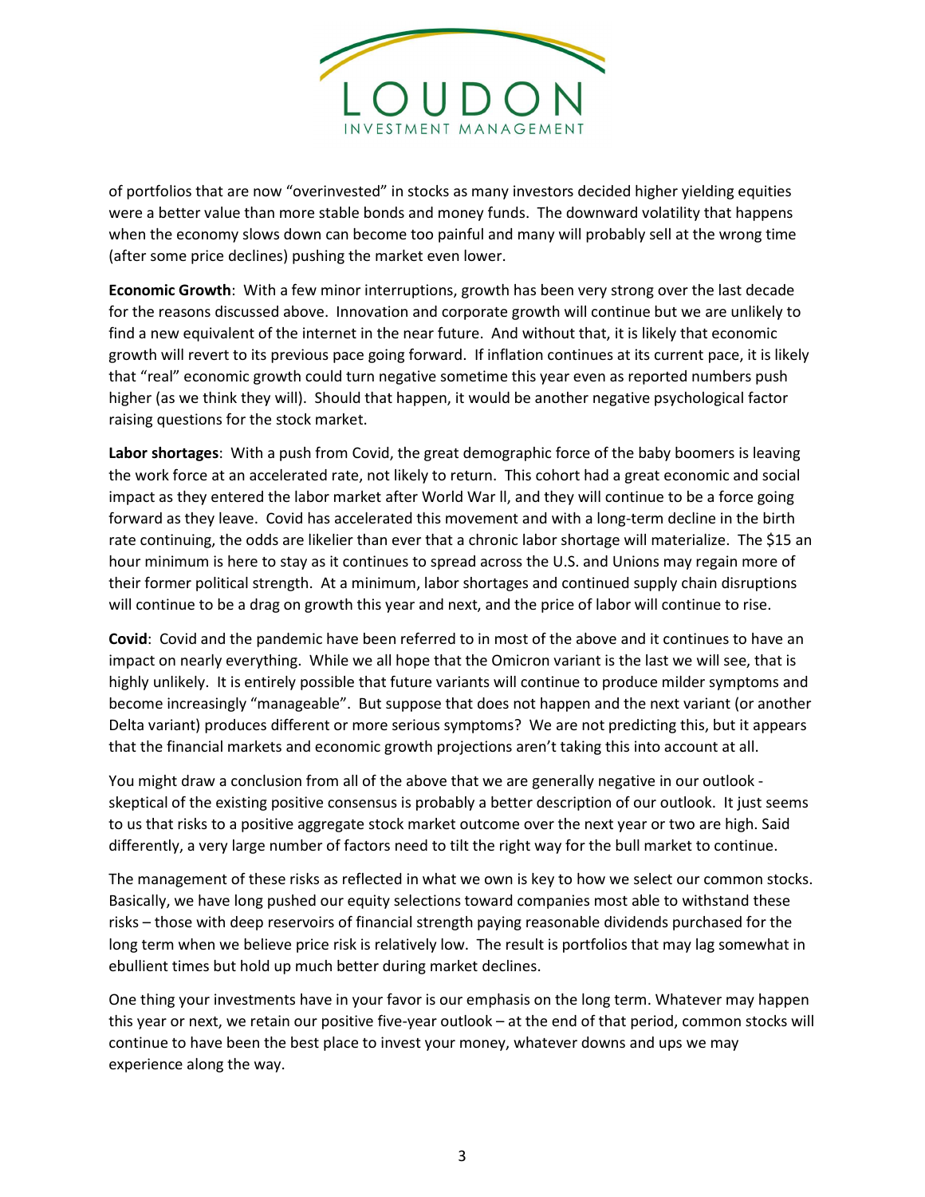of portfolios that are now “overinvested” in stocks as many investors decided higher yielding equities were a better value than more stable bonds and money funds. The downward volatility that happens when the economy slows down can become too painful and many will probably sell at the wrong time (after some price declines) pushing the market even lower.

**Economic Growth**: With a few minor interruptions, growth has been very strong over the last decade for the reasons discussed above. Innovation and corporate growth will continue but we are unlikely to find a new equivalent of the internet in the near future. And without that, it is likely that economic growth will revert to its previous pace going forward. If inflation continues at its current pace, it is likely that “real” economic growth could turn negative sometime this year even as reported numbers push higher (as we think they will). Should that happen, it would be another negative psychological factor raising questions for the stock market.

**Labor shortages**: With a push from Covid, the great demographic force of the baby boomers is leaving the work force at an accelerated rate, not likely to return. This cohort had a great economic and social impact as they entered the labor market after World War ll, and they will continue to be a force going forward as they leave. Covid has accelerated this movement and with a long-term decline in the birth rate continuing, the odds are likelier than ever that a chronic labor shortage will materialize. The $15 an hour minimum is here to stay as it continues to spread across the U.S. and Unions may regain more of their former political strength. At a minimum, labor shortages and continued supply chain disruptions will continue to be a drag on growth this year and next, and the price of labor will continue to rise.

**Covid**: Covid and the pandemic have been referred to in most of the above and it continues to have an impact on nearly everything. While we all hope that the Omicron variant is the last we will see, that is highly unlikely. It is entirely possible that future variants will continue to produce milder symptoms and become increasingly “manageable”. But suppose that does not happen and the next variant (or another Delta variant) produces different or more serious symptoms? We are not predicting this, but it appears that the financial markets and economic growth projections aren’t taking this into account at all.

You might draw a conclusion from all of the above that we are generally negative in our outlook - skeptical of the existing positive consensus is probably a better description of our outlook. It just seems to us that risks to a positive aggregate stock market outcome over the next year or two are high. Said differently, a very large number of factors need to tilt the right way for the bull market to continue.

The management of these risks as reflected in what we own is key to how we select our common stocks. Basically, we have long pushed our equity selections toward companies most able to withstand these risks – those with deep reservoirs of financial strength paying reasonable dividends purchased for the long term when we believe price risk is relatively low. The result is portfolios that may lag somewhat in ebullient times but hold up much better during market declines.

One thing your investments have in your favor is our emphasis on the long term. Whatever may happen this year or next, we retain our positive five-year outlook – at the end of that period, common stocks will continue to have been the best place to invest your money, whatever downs and ups we may experience along the way.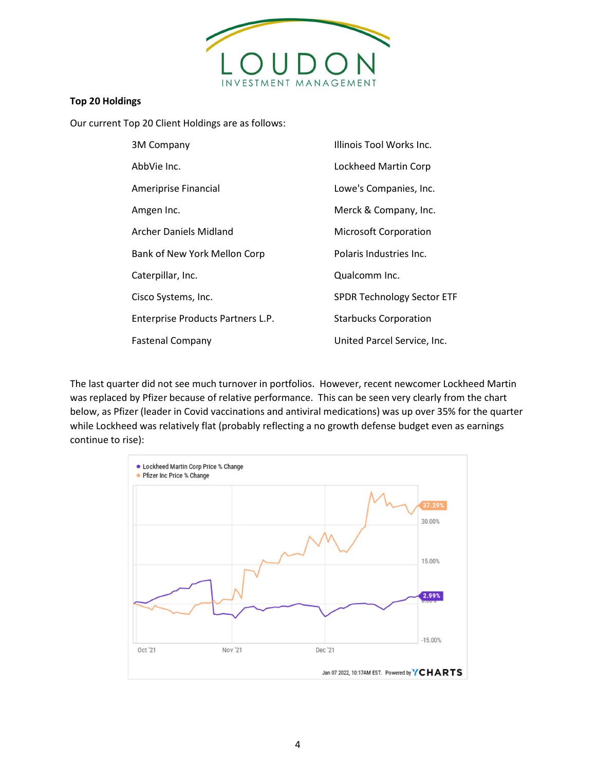**Top 20 Holdings**

Our current Top 20 Client Holdings are as follows:

| | |
|---|---|
| 3M Company | Illinois Tool Works Inc. |
| AbbVie Inc. | Lockheed Martin Corp |
| Ameriprise Financial | Lowe's Companies, Inc. |
| Amgen Inc. | Merck & Company, Inc. |
| Archer Daniels Midland | Microsoft Corporation |
| Bank of New York Mellon Corp | Polaris Industries Inc. |
| Caterpillar, Inc. | Qualcomm Inc. |
| Cisco Systems, Inc. | SPDR Technology Sector ETF |
| Enterprise Products Partners L.P. | Starbucks Corporation |
| Fastenal Company | United Parcel Service, Inc. |

The last quarter did not see much turnover in portfolios. However, recent newcomer Lockheed Martin was replaced by Pfizer because of relative performance. This can be seen very clearly from the chart below, as Pfizer (leader in Covid vaccinations and antiviral medications) was up over 35% for the quarter while Lockheed was relatively flat (probably reflecting a no growth defense budget even as earnings continue to rise):

- Lockheed Martin Corp Price % Change
- Pfizer Inc Price % Change

37.29%

30.00%

15.00%

2.99%

-15.00%

Oct '21 Nov '21 Dec '21

Jan 07 2022, 10:17AM EST. Powered by YCHARTS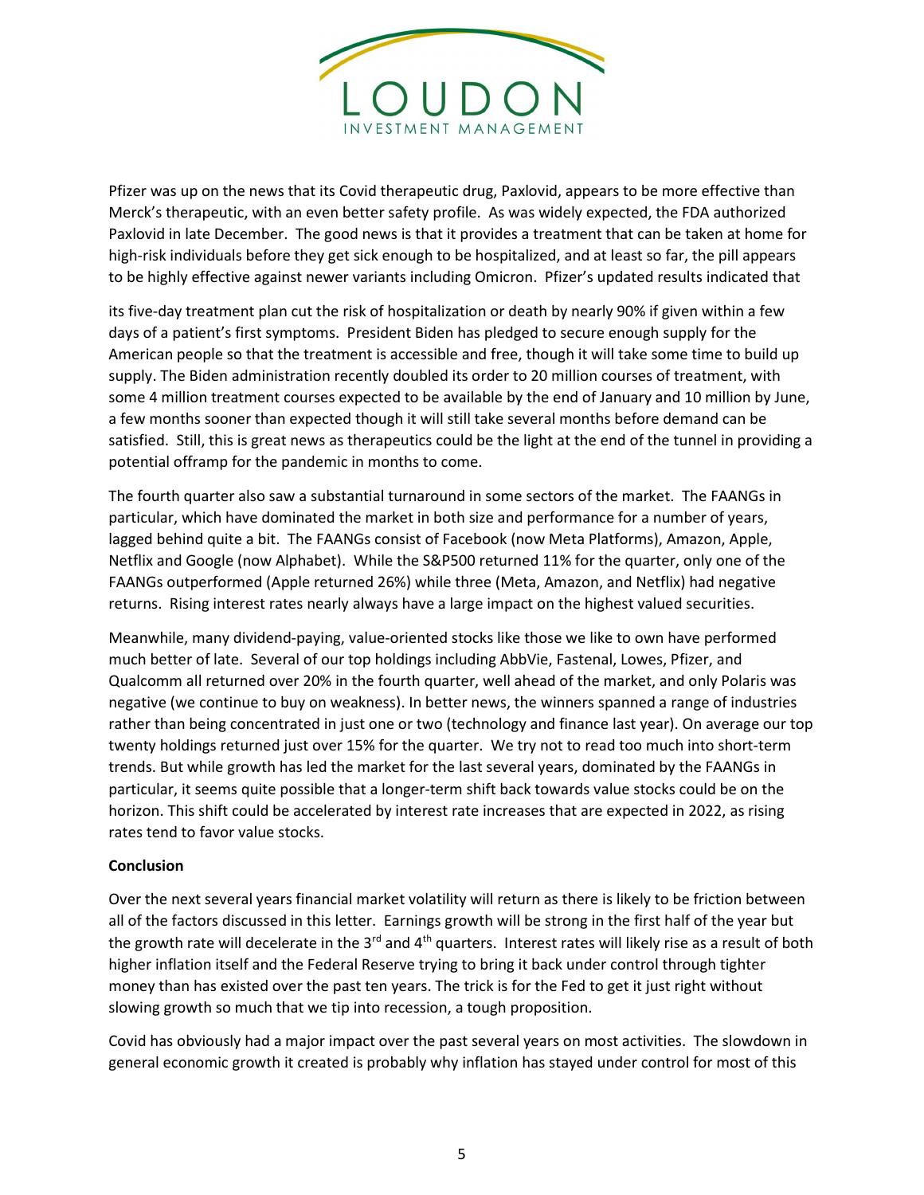Pfizer was up on the news that its Covid therapeutic drug, Paxlovid, appears to be more effective than Merck's therapeutic, with an even better safety profile. As was widely expected, the FDA authorized Paxlovid in late December. The good news is that it provides a treatment that can be taken at home for high-risk individuals before they get sick enough to be hospitalized, and at least so far, the pill appears to be highly effective against newer variants including Omicron. Pfizer's updated results indicated that its five-day treatment plan cut the risk of hospitalization or death by nearly 90% if given within a few days of a patient's first symptoms. President Biden has pledged to secure enough supply for the American people so that the treatment is accessible and free, though it will take some time to build up supply. The Biden administration recently doubled its order to 20 million courses of treatment, with some 4 million treatment courses expected to be available by the end of January and 10 million by June, a few months sooner than expected though it will still take several months before demand can be satisfied. Still, this is great news as therapeutics could be the light at the end of the tunnel in providing a potential offramp for the pandemic in months to come.

The fourth quarter also saw a substantial turnaround in some sectors of the market. The FAANGs in particular, which have dominated the market in both size and performance for a number of years, lagged behind quite a bit. The FAANGs consist of Facebook (now Meta Platforms), Amazon, Apple, Netflix and Google (now Alphabet). While the S&P500 returned 11% for the quarter, only one of the FAANGs outperformed (Apple returned 26%) while three (Meta, Amazon, and Netflix) had negative returns. Rising interest rates nearly always have a large impact on the highest valued securities.

Meanwhile, many dividend-paying, value-oriented stocks like those we like to own have performed much better of late. Several of our top holdings including AbbVie, Fastenal, Lowes, Pfizer, and Qualcomm all returned over 20% in the fourth quarter, well ahead of the market, and only Polaris was negative (we continue to buy on weakness). In better news, the winners spanned a range of industries rather than being concentrated in just one or two (technology and finance last year). On average our top twenty holdings returned just over 15% for the quarter. We try not to read too much into short-term trends. But while growth has led the market for the last several years, dominated by the FAANGs in particular, it seems quite possible that a longer-term shift back towards value stocks could be on the horizon. This shift could be accelerated by interest rate increases that are expected in 2022, as rising rates tend to favor value stocks.

**Conclusion**

Over the next several years financial market volatility will return as there is likely to be friction between all of the factors discussed in this letter. Earnings growth will be strong in the first half of the year but the growth rate will decelerate in the 3rd and 4th quarters. Interest rates will likely rise as a result of both higher inflation itself and the Federal Reserve trying to bring it back under control through tighter money than has existed over the past ten years. The trick is for the Fed to get it just right without slowing growth so much that we tip into recession, a tough proposition.

Covid has obviously had a major impact over the past several years on most activities. The slowdown in general economic growth it created is probably why inflation has stayed under control for most of this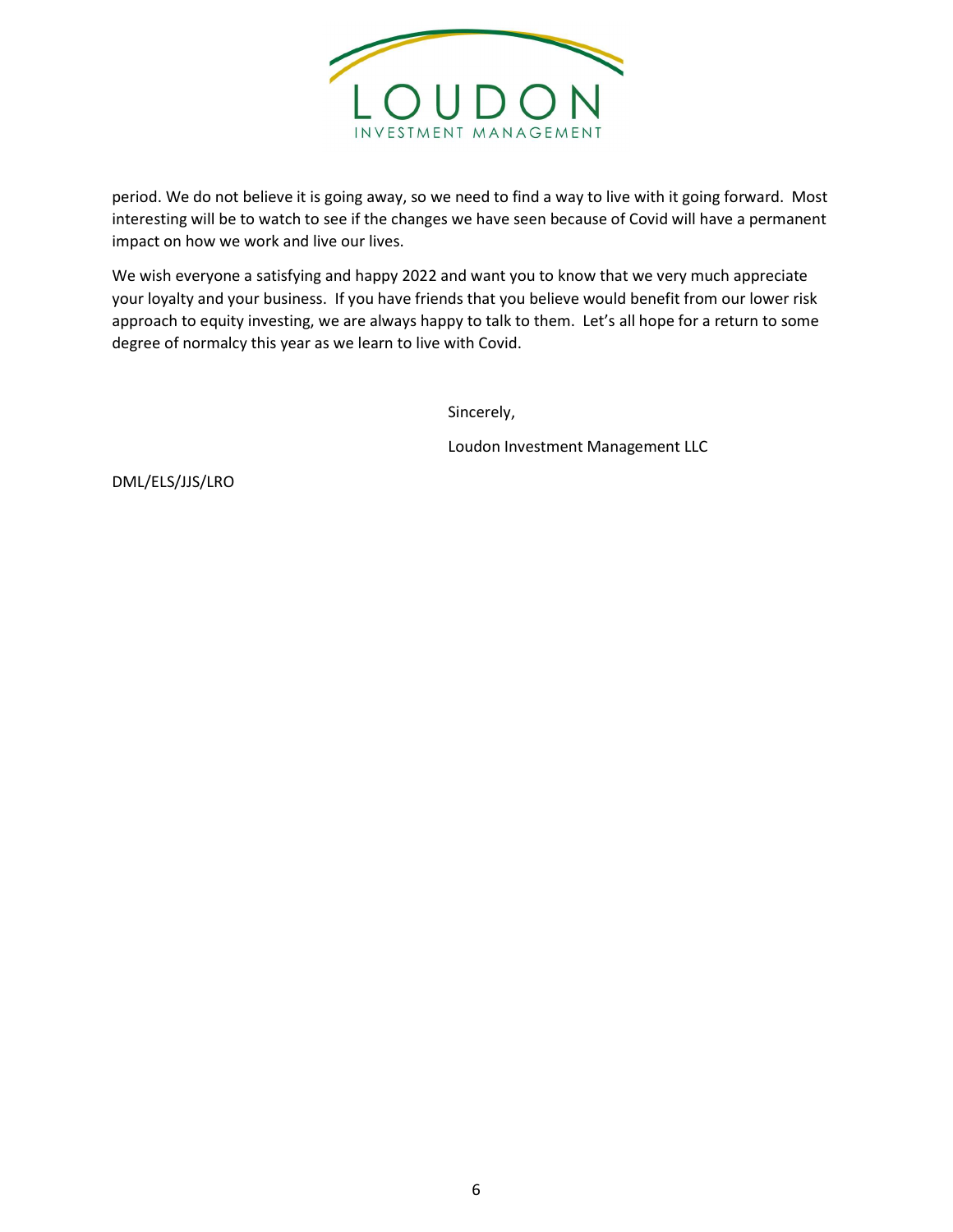period. We do not believe it is going away, so we need to find a way to live with it going forward. Most interesting will be to watch to see if the changes we have seen because of Covid will have a permanent impact on how we work and live our lives.

We wish everyone a satisfying and happy 2022 and want you to know that we very much appreciate your loyalty and your business. If you have friends that you believe would benefit from our lower risk approach to equity investing, we are always happy to talk to them. Let's all hope for a return to some degree of normalcy this year as we learn to live with Covid.

Sincerely,

Loudon Investment Management LLC

DML/ELS/JJS/LRO